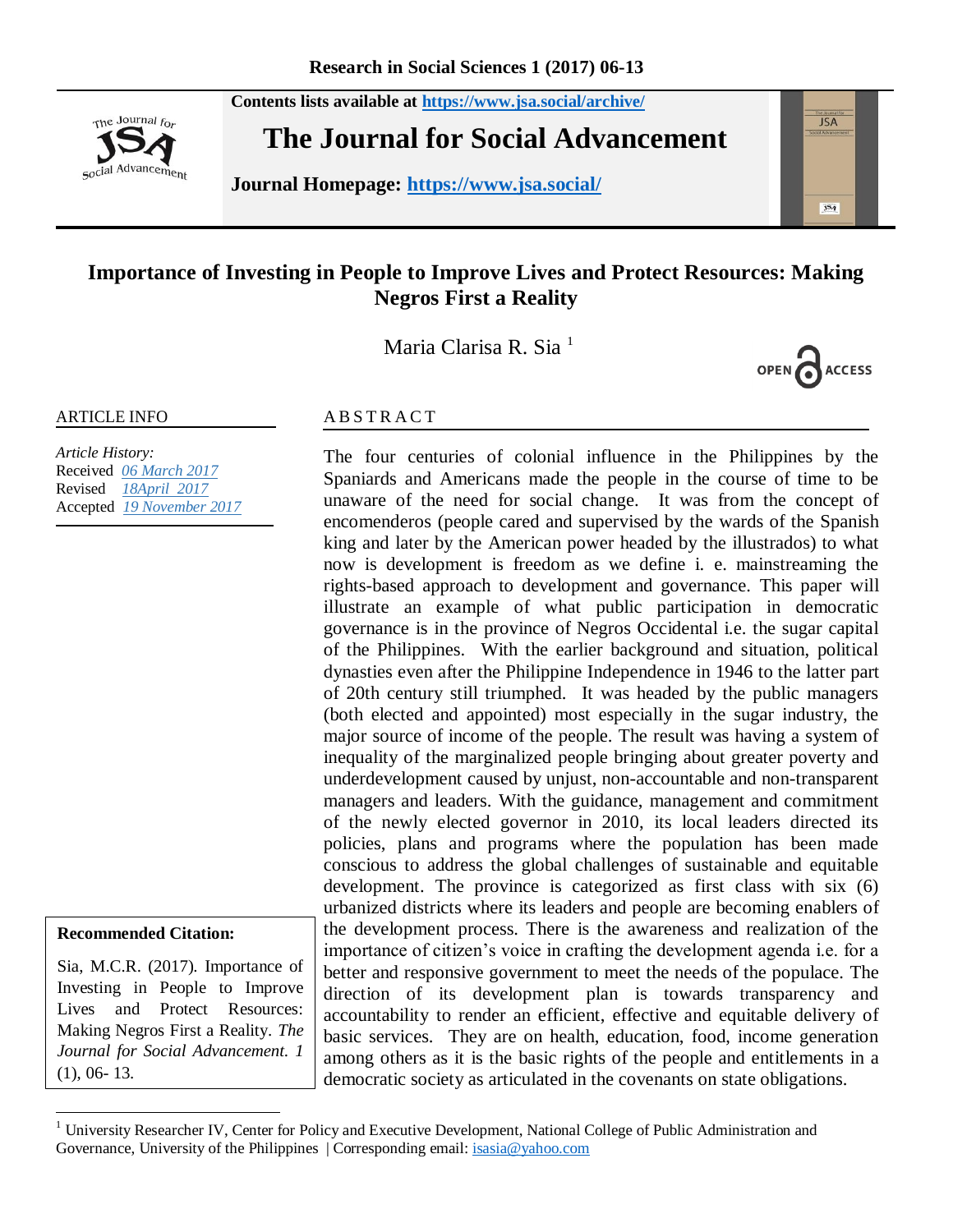Contents lists available at https://www.jsa.social/archive/

# The Journal for Social Advancement

Journal Homepage: https://www.jsa.social/

## Importance of Investing in People to Improve Lives and Protect Resources: Making Negros First a Reality

Maria Clarisa R. Sia [1]

OPEN ACCESS

**ARTICLE INFO**

*Article History:*
Received 06 March 2017
Revised 18April 2017
Accepted 19 November 2017

**Recommended Citation:**

Sia, M.C.R. (2017). Importance of Investing in People to Improve Lives and Protect Resources: Making Negros First a Reality. *The Journal for Social Advancement. 1* (1), 06- 13.

**ABSTRACT**

The four centuries of colonial influence in the Philippines by the Spaniards and Americans made the people in the course of time to be unaware of the need for social change. It was from the concept of encomenderos (people cared and supervised by the wards of the Spanish king and later by the American power headed by the illustrados) to what now is development is freedom as we define i. e. mainstreaming the rights-based approach to development and governance. This paper will illustrate an example of what public participation in democratic governance is in the province of Negros Occidental i.e. the sugar capital of the Philippines. With the earlier background and situation, political dynasties even after the Philippine Independence in 1946 to the latter part of 20th century still triumphed. It was headed by the public managers (both elected and appointed) most especially in the sugar industry, the major source of income of the people. The result was having a system of inequality of the marginalized people bringing about greater poverty and underdevelopment caused by unjust, non-accountable and non-transparent managers and leaders. With the guidance, management and commitment of the newly elected governor in 2010, its local leaders directed its policies, plans and programs where the population has been made conscious to address the global challenges of sustainable and equitable development. The province is categorized as first class with six (6) urbanized districts where its leaders and people are becoming enablers of the development process. There is the awareness and realization of the importance of citizen's voice in crafting the development agenda i.e. for a better and responsive government to meet the needs of the populace. The direction of its development plan is towards transparency and accountability to render an efficient, effective and equitable delivery of basic services. They are on health, education, food, income generation among others as it is the basic rights of the people and entitlements in a democratic society as articulated in the covenants on state obligations.

[1] University Researcher IV, Center for Policy and Executive Development, National College of Public Administration and Governance, University of the Philippines | Corresponding email: isasia@yahoo.com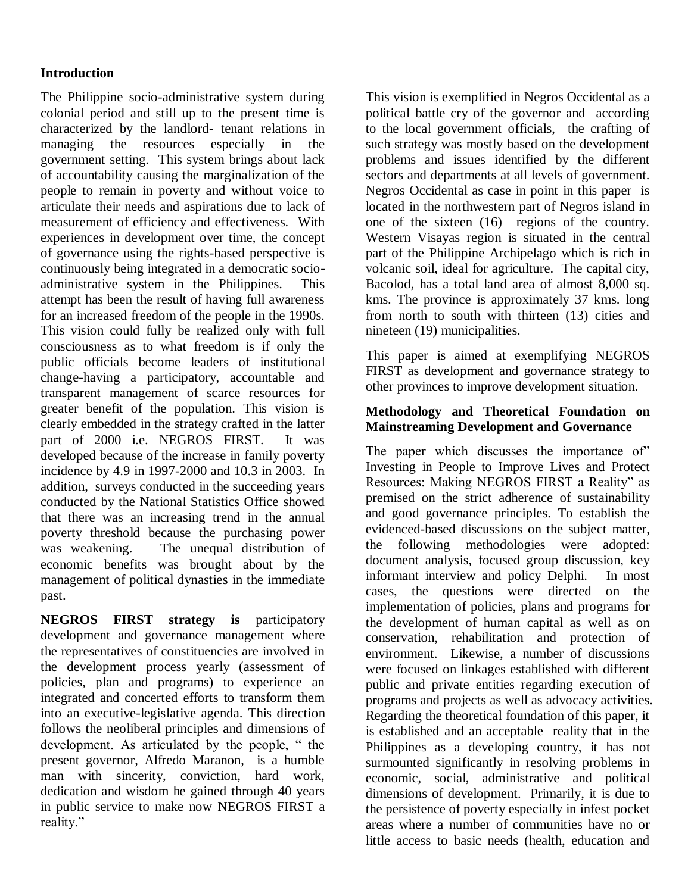## Introduction

The Philippine socio-administrative system during colonial period and still up to the present time is characterized by the landlord- tenant relations in managing the resources especially in the government setting. This system brings about lack of accountability causing the marginalization of the people to remain in poverty and without voice to articulate their needs and aspirations due to lack of measurement of efficiency and effectiveness. With experiences in development over time, the concept of governance using the rights-based perspective is continuously being integrated in a democratic socio-administrative system in the Philippines. This attempt has been the result of having full awareness for an increased freedom of the people in the 1990s. This vision could fully be realized only with full consciousness as to what freedom is if only the public officials become leaders of institutional change-having a participatory, accountable and transparent management of scarce resources for greater benefit of the population. This vision is clearly embedded in the strategy crafted in the latter part of 2000 i.e. NEGROS FIRST. It was developed because of the increase in family poverty incidence by 4.9 in 1997-2000 and 10.3 in 2003. In addition, surveys conducted in the succeeding years conducted by the National Statistics Office showed that there was an increasing trend in the annual poverty threshold because the purchasing power was weakening. The unequal distribution of economic benefits was brought about by the management of political dynasties in the immediate past.

**NEGROS FIRST strategy is** participatory development and governance management where the representatives of constituencies are involved in the development process yearly (assessment of policies, plan and programs) to experience an integrated and concerted efforts to transform them into an executive-legislative agenda. This direction follows the neoliberal principles and dimensions of development. As articulated by the people, " the present governor, Alfredo Maranon, is a humble man with sincerity, conviction, hard work, dedication and wisdom he gained through 40 years in public service to make now NEGROS FIRST a reality."

This vision is exemplified in Negros Occidental as a political battle cry of the governor and according to the local government officials, the crafting of such strategy was mostly based on the development problems and issues identified by the different sectors and departments at all levels of government. Negros Occidental as case in point in this paper is located in the northwestern part of Negros island in one of the sixteen (16) regions of the country. Western Visayas region is situated in the central part of the Philippine Archipelago which is rich in volcanic soil, ideal for agriculture. The capital city, Bacolod, has a total land area of almost 8,000 sq. kms. The province is approximately 37 kms. long from north to south with thirteen (13) cities and nineteen (19) municipalities.

This paper is aimed at exemplifying NEGROS FIRST as development and governance strategy to other provinces to improve development situation.

## Methodology and Theoretical Foundation on Mainstreaming Development and Governance

The paper which discusses the importance of" Investing in People to Improve Lives and Protect Resources: Making NEGROS FIRST a Reality" as premised on the strict adherence of sustainability and good governance principles. To establish the evidenced-based discussions on the subject matter, the following methodologies were adopted: document analysis, focused group discussion, key informant interview and policy Delphi. In most cases, the questions were directed on the implementation of policies, plans and programs for the development of human capital as well as on conservation, rehabilitation and protection of environment. Likewise, a number of discussions were focused on linkages established with different public and private entities regarding execution of programs and projects as well as advocacy activities. Regarding the theoretical foundation of this paper, it is established and an acceptable reality that in the Philippines as a developing country, it has not surmounted significantly in resolving problems in economic, social, administrative and political dimensions of development. Primarily, it is due to the persistence of poverty especially in infest pocket areas where a number of communities have no or little access to basic needs (health, education and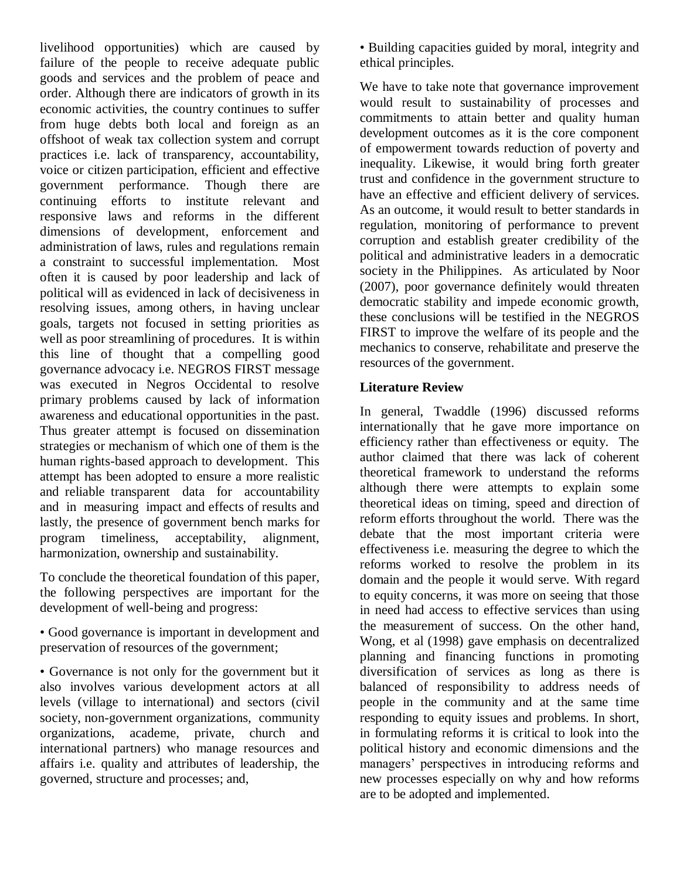livelihood opportunities) which are caused by failure of the people to receive adequate public goods and services and the problem of peace and order. Although there are indicators of growth in its economic activities, the country continues to suffer from huge debts both local and foreign as an offshoot of weak tax collection system and corrupt practices i.e. lack of transparency, accountability, voice or citizen participation, efficient and effective government performance. Though there are continuing efforts to institute relevant and responsive laws and reforms in the different dimensions of development, enforcement and administration of laws, rules and regulations remain a constraint to successful implementation. Most often it is caused by poor leadership and lack of political will as evidenced in lack of decisiveness in resolving issues, among others, in having unclear goals, targets not focused in setting priorities as well as poor streamlining of procedures. It is within this line of thought that a compelling good governance advocacy i.e. NEGROS FIRST message was executed in Negros Occidental to resolve primary problems caused by lack of information awareness and educational opportunities in the past. Thus greater attempt is focused on dissemination strategies or mechanism of which one of them is the human rights-based approach to development. This attempt has been adopted to ensure a more realistic and reliable transparent data for accountability and in measuring impact and effects of results and lastly, the presence of government bench marks for program timeliness, acceptability, alignment, harmonization, ownership and sustainability.

To conclude the theoretical foundation of this paper, the following perspectives are important for the development of well-being and progress:

• Good governance is important in development and preservation of resources of the government;

• Governance is not only for the government but it also involves various development actors at all levels (village to international) and sectors (civil society, non-government organizations, community organizations, academe, private, church and international partners) who manage resources and affairs i.e. quality and attributes of leadership, the governed, structure and processes; and,

• Building capacities guided by moral, integrity and ethical principles.

We have to take note that governance improvement would result to sustainability of processes and commitments to attain better and quality human development outcomes as it is the core component of empowerment towards reduction of poverty and inequality. Likewise, it would bring forth greater trust and confidence in the government structure to have an effective and efficient delivery of services. As an outcome, it would result to better standards in regulation, monitoring of performance to prevent corruption and establish greater credibility of the political and administrative leaders in a democratic society in the Philippines. As articulated by Noor (2007), poor governance definitely would threaten democratic stability and impede economic growth, these conclusions will be testified in the NEGROS FIRST to improve the welfare of its people and the mechanics to conserve, rehabilitate and preserve the resources of the government.

**Literature Review**

In general, Twaddle (1996) discussed reforms internationally that he gave more importance on efficiency rather than effectiveness or equity. The author claimed that there was lack of coherent theoretical framework to understand the reforms although there were attempts to explain some theoretical ideas on timing, speed and direction of reform efforts throughout the world. There was the debate that the most important criteria were effectiveness i.e. measuring the degree to which the reforms worked to resolve the problem in its domain and the people it would serve. With regard to equity concerns, it was more on seeing that those in need had access to effective services than using the measurement of success. On the other hand, Wong, et al (1998) gave emphasis on decentralized planning and financing functions in promoting diversification of services as long as there is balanced of responsibility to address needs of people in the community and at the same time responding to equity issues and problems. In short, in formulating reforms it is critical to look into the political history and economic dimensions and the managers' perspectives in introducing reforms and new processes especially on why and how reforms are to be adopted and implemented.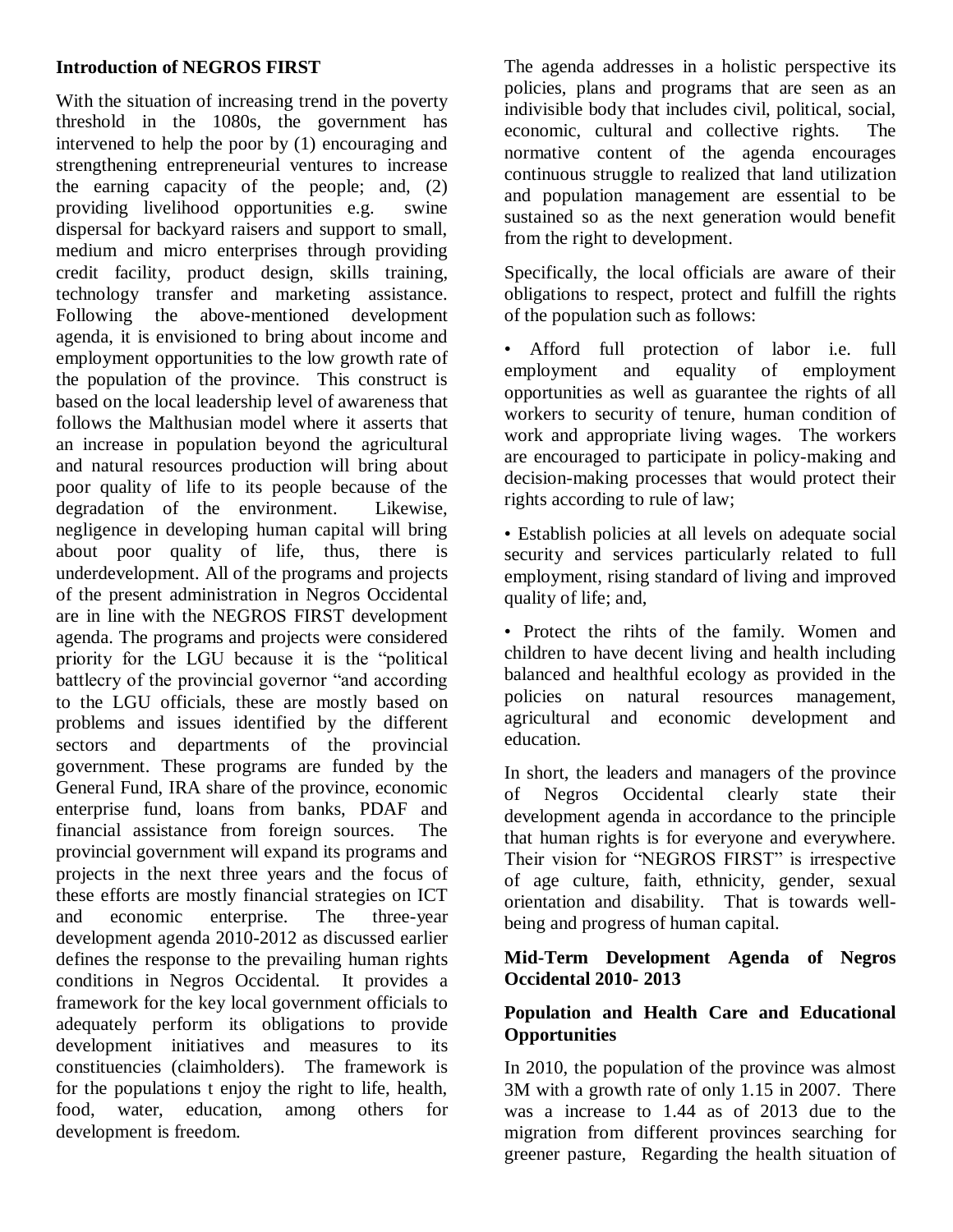**Introduction of NEGROS FIRST**

With the situation of increasing trend in the poverty threshold in the 1080s, the government has intervened to help the poor by (1) encouraging and strengthening entrepreneurial ventures to increase the earning capacity of the people; and, (2) providing livelihood opportunities e.g. swine dispersal for backyard raisers and support to small, medium and micro enterprises through providing credit facility, product design, skills training, technology transfer and marketing assistance. Following the above-mentioned development agenda, it is envisioned to bring about income and employment opportunities to the low growth rate of the population of the province. This construct is based on the local leadership level of awareness that follows the Malthusian model where it asserts that an increase in population beyond the agricultural and natural resources production will bring about poor quality of life to its people because of the degradation of the environment. Likewise, negligence in developing human capital will bring about poor quality of life, thus, there is underdevelopment. All of the programs and projects of the present administration in Negros Occidental are in line with the NEGROS FIRST development agenda. The programs and projects were considered priority for the LGU because it is the "political battlecry of the provincial governor "and according to the LGU officials, these are mostly based on problems and issues identified by the different sectors and departments of the provincial government. These programs are funded by the General Fund, IRA share of the province, economic enterprise fund, loans from banks, PDAF and financial assistance from foreign sources. The provincial government will expand its programs and projects in the next three years and the focus of these efforts are mostly financial strategies on ICT and economic enterprise. The three-year development agenda 2010-2012 as discussed earlier defines the response to the prevailing human rights conditions in Negros Occidental. It provides a framework for the key local government officials to adequately perform its obligations to provide development initiatives and measures to its constituencies (claimholders). The framework is for the populations t enjoy the right to life, health, food, water, education, among others for development is freedom.

The agenda addresses in a holistic perspective its policies, plans and programs that are seen as an indivisible body that includes civil, political, social, economic, cultural and collective rights. The normative content of the agenda encourages continuous struggle to realized that land utilization and population management are essential to be sustained so as the next generation would benefit from the right to development.

Specifically, the local officials are aware of their obligations to respect, protect and fulfill the rights of the population such as follows:

- Afford full protection of labor i.e. full employment and equality of employment opportunities as well as guarantee the rights of all workers to security of tenure, human condition of work and appropriate living wages. The workers are encouraged to participate in policy-making and decision-making processes that would protect their rights according to rule of law;
- Establish policies at all levels on adequate social security and services particularly related to full employment, rising standard of living and improved quality of life; and,
- Protect the rihts of the family. Women and children to have decent living and health including balanced and healthful ecology as provided in the policies on natural resources management, agricultural and economic development and education.

In short, the leaders and managers of the province of Negros Occidental clearly state their development agenda in accordance to the principle that human rights is for everyone and everywhere. Their vision for "NEGROS FIRST" is irrespective of age culture, faith, ethnicity, gender, sexual orientation and disability. That is towards well-being and progress of human capital.

**Mid-Term Development Agenda of Negros Occidental 2010- 2013**

**Population and Health Care and Educational Opportunities**

In 2010, the population of the province was almost 3M with a growth rate of only 1.15 in 2007. There was a increase to 1.44 as of 2013 due to the migration from different provinces searching for greener pasture, Regarding the health situation of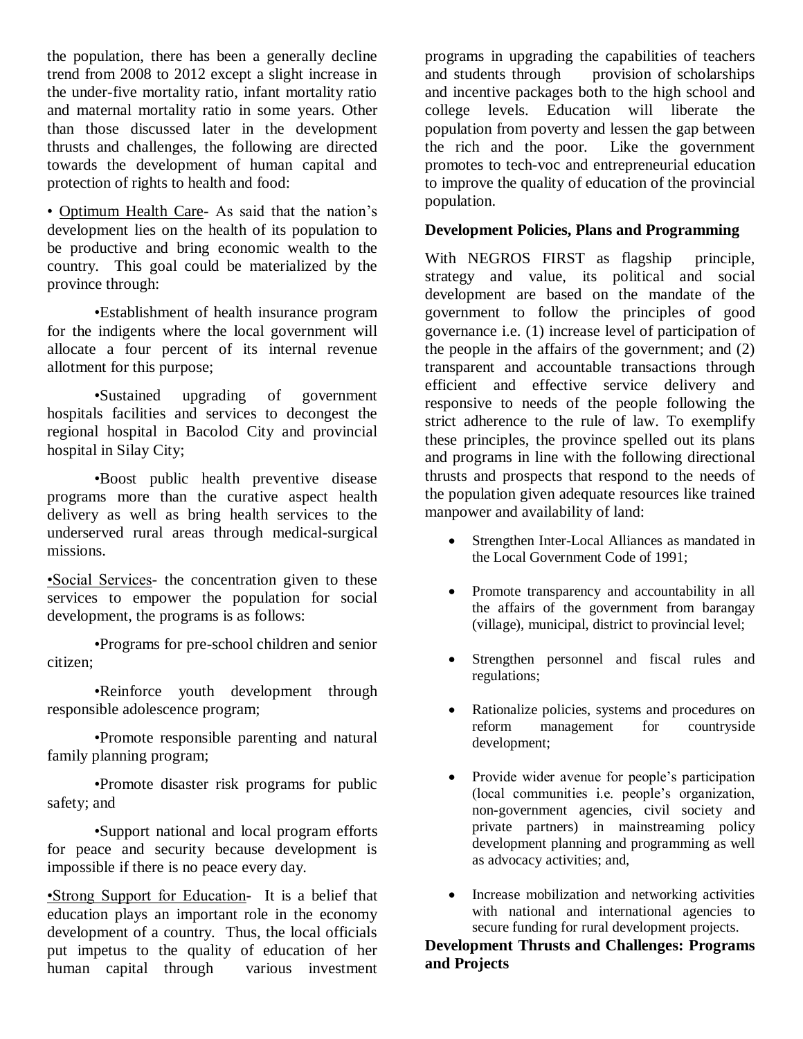the population, there has been a generally decline trend from 2008 to 2012 except a slight increase in the under-five mortality ratio, infant mortality ratio and maternal mortality ratio in some years. Other than those discussed later in the development thrusts and challenges, the following are directed towards the development of human capital and protection of rights to health and food:

• Optimum Health Care- As said that the nation's development lies on the health of its population to be productive and bring economic wealth to the country. This goal could be materialized by the province through:

•Establishment of health insurance program for the indigents where the local government will allocate a four percent of its internal revenue allotment for this purpose;

•Sustained upgrading of government hospitals facilities and services to decongest the regional hospital in Bacolod City and provincial hospital in Silay City;

•Boost public health preventive disease programs more than the curative aspect health delivery as well as bring health services to the underserved rural areas through medical-surgical missions.

•Social Services- the concentration given to these services to empower the population for social development, the programs is as follows:

•Programs for pre-school children and senior citizen;

•Reinforce youth development through responsible adolescence program;

•Promote responsible parenting and natural family planning program;

•Promote disaster risk programs for public safety; and

•Support national and local program efforts for peace and security because development is impossible if there is no peace every day.

•Strong Support for Education- It is a belief that education plays an important role in the economy development of a country. Thus, the local officials put impetus to the quality of education of her human capital through various investment programs in upgrading the capabilities of teachers and students through provision of scholarships and incentive packages both to the high school and college levels. Education will liberate the population from poverty and lessen the gap between the rich and the poor. Like the government promotes to tech-voc and entrepreneurial education to improve the quality of education of the provincial population.

**Development Policies, Plans and Programming**

With NEGROS FIRST as flagship principle, strategy and value, its political and social development are based on the mandate of the government to follow the principles of good governance i.e. (1) increase level of participation of the people in the affairs of the government; and (2) transparent and accountable transactions through efficient and effective service delivery and responsive to needs of the people following the strict adherence to the rule of law. To exemplify these principles, the province spelled out its plans and programs in line with the following directional thrusts and prospects that respond to the needs of the population given adequate resources like trained manpower and availability of land:

- Strengthen Inter-Local Alliances as mandated in the Local Government Code of 1991;
- Promote transparency and accountability in all the affairs of the government from barangay (village), municipal, district to provincial level;
- Strengthen personnel and fiscal rules and regulations;
- Rationalize policies, systems and procedures on reform management for countryside development;
- Provide wider avenue for people's participation (local communities i.e. people's organization, non-government agencies, civil society and private partners) in mainstreaming policy development planning and programming as well as advocacy activities; and,
- Increase mobilization and networking activities with national and international agencies to secure funding for rural development projects.

**Development Thrusts and Challenges: Programs and Projects**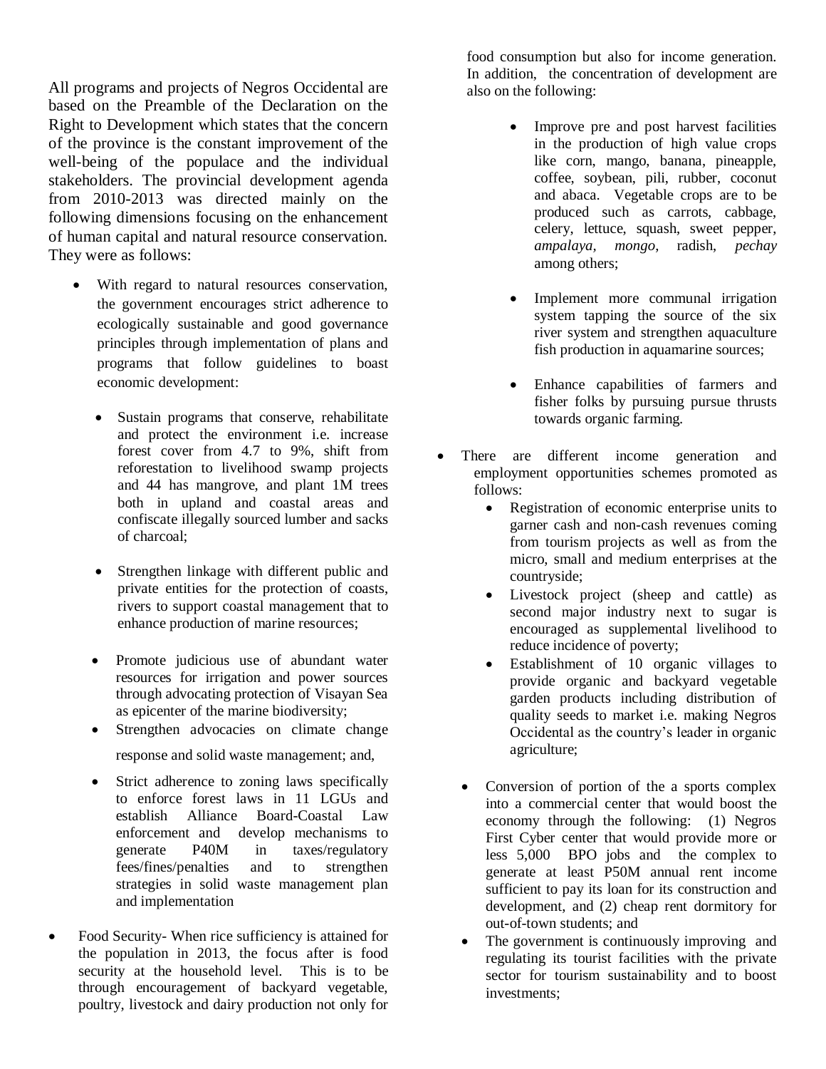All programs and projects of Negros Occidental are based on the Preamble of the Declaration on the Right to Development which states that the concern of the province is the constant improvement of the well-being of the populace and the individual stakeholders. The provincial development agenda from 2010-2013 was directed mainly on the following dimensions focusing on the enhancement of human capital and natural resource conservation. They were as follows:

- With regard to natural resources conservation, the government encourages strict adherence to ecologically sustainable and good governance principles through implementation of plans and programs that follow guidelines to boast economic development:
  - Sustain programs that conserve, rehabilitate and protect the environment i.e. increase forest cover from 4.7 to 9%, shift from reforestation to livelihood swamp projects and 44 has mangrove, and plant 1M trees both in upland and coastal areas and confiscate illegally sourced lumber and sacks of charcoal;
  - Strengthen linkage with different public and private entities for the protection of coasts, rivers to support coastal management that to enhance production of marine resources;
  - Promote judicious use of abundant water resources for irrigation and power sources through advocating protection of Visayan Sea as epicenter of the marine biodiversity;
  - Strengthen advocacies on climate change response and solid waste management; and,
  - Strict adherence to zoning laws specifically to enforce forest laws in 11 LGUs and establish Alliance Board-Coastal Law enforcement and develop mechanisms to generate P40M in taxes/regulatory fees/fines/penalties and to strengthen strategies in solid waste management plan and implementation
- Food Security- When rice sufficiency is attained for the population in 2013, the focus after is food security at the household level. This is to be through encouragement of backyard vegetable, poultry, livestock and dairy production not only for food consumption but also for income generation. In addition, the concentration of development are also on the following:
  - Improve pre and post harvest facilities in the production of high value crops like corn, mango, banana, pineapple, coffee, soybean, pili, rubber, coconut and abaca. Vegetable crops are to be produced such as carrots, cabbage, celery, lettuce, squash, sweet pepper, *ampalaya*, *mongo*, radish, *pechay* among others;
  - Implement more communal irrigation system tapping the source of the six river system and strengthen aquaculture fish production in aquamarine sources;
  - Enhance capabilities of farmers and fisher folks by pursuing pursue thrusts towards organic farming.
- There are different income generation and employment opportunities schemes promoted as follows:
  - Registration of economic enterprise units to garner cash and non-cash revenues coming from tourism projects as well as from the micro, small and medium enterprises at the countryside;
  - Livestock project (sheep and cattle) as second major industry next to sugar is encouraged as supplemental livelihood to reduce incidence of poverty;
  - Establishment of 10 organic villages to provide organic and backyard vegetable garden products including distribution of quality seeds to market i.e. making Negros Occidental as the country's leader in organic agriculture;
  - Conversion of portion of the a sports complex into a commercial center that would boost the economy through the following: (1) Negros First Cyber center that would provide more or less 5,000 BPO jobs and the complex to generate at least P50M annual rent income sufficient to pay its loan for its construction and development, and (2) cheap rent dormitory for out-of-town students; and
  - The government is continuously improving and regulating its tourist facilities with the private sector for tourism sustainability and to boost investments;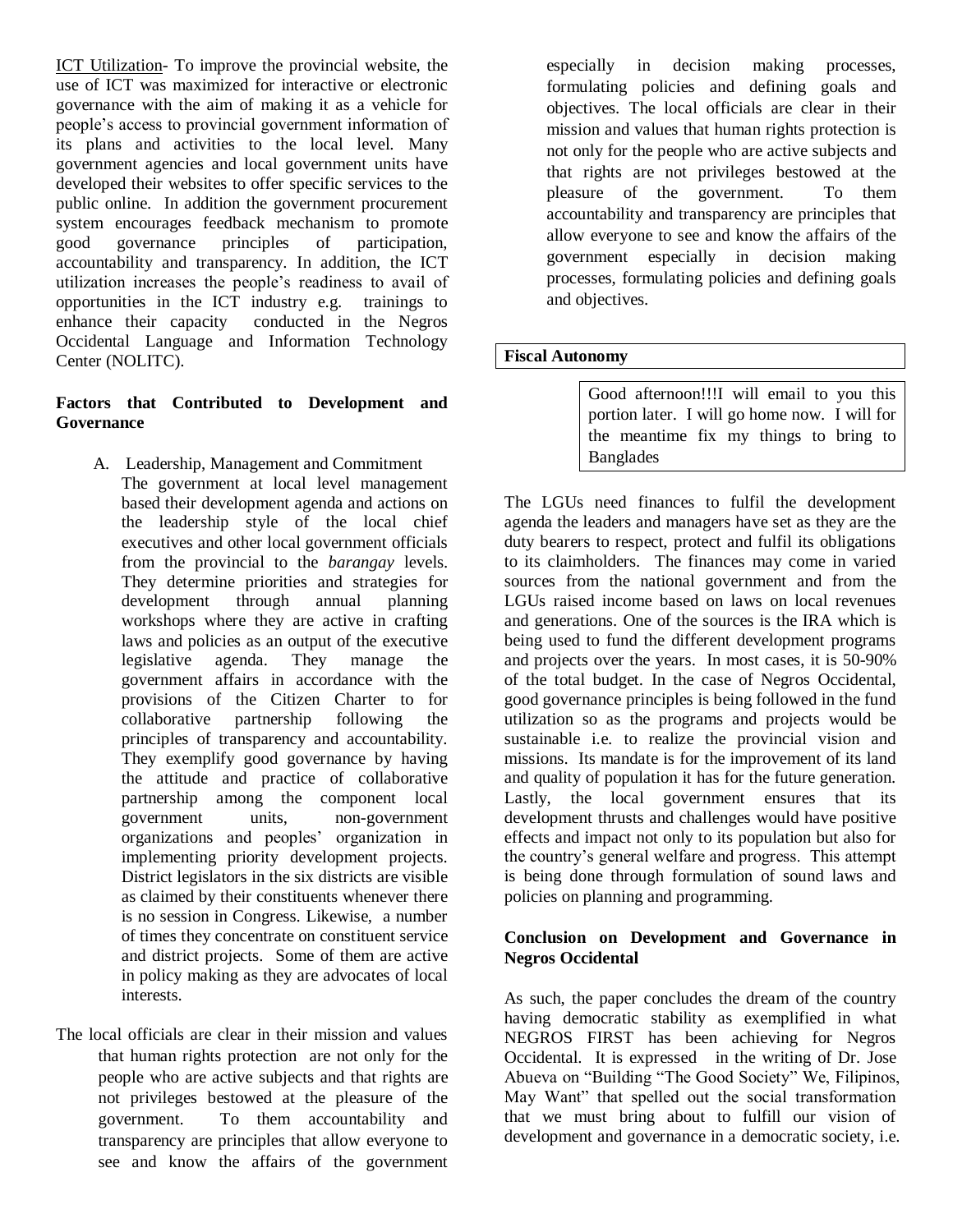<u>ICT Utilization</u>- To improve the provincial website, the use of ICT was maximized for interactive or electronic governance with the aim of making it as a vehicle for people's access to provincial government information of its plans and activities to the local level. Many government agencies and local government units have developed their websites to offer specific services to the public online. In addition the government procurement system encourages feedback mechanism to promote good governance principles of participation, accountability and transparency. In addition, the ICT utilization increases the people's readiness to avail of opportunities in the ICT industry e.g. trainings to enhance their capacity conducted in the Negros Occidental Language and Information Technology Center (NOLITC).

**Factors that Contributed to Development and Governance**

A. Leadership, Management and Commitment

The government at local level management based their development agenda and actions on the leadership style of the local chief executives and other local government officials from the provincial to the *barangay* levels. They determine priorities and strategies for development through annual planning workshops where they are active in crafting laws and policies as an output of the executive legislative agenda. They manage the government affairs in accordance with the provisions of the Citizen Charter to for collaborative partnership following the principles of transparency and accountability. They exemplify good governance by having the attitude and practice of collaborative partnership among the component local government units, non-government organizations and peoples' organization in implementing priority development projects. District legislators in the six districts are visible as claimed by their constituents whenever there is no session in Congress. Likewise, a number of times they concentrate on constituent service and district projects. Some of them are active in policy making as they are advocates of local interests.

The local officials are clear in their mission and values that human rights protection are not only for the people who are active subjects and that rights are not privileges bestowed at the pleasure of the government. To them accountability and transparency are principles that allow everyone to see and know the affairs of the government especially in decision making processes, formulating policies and defining goals and objectives. The local officials are clear in their mission and values that human rights protection is not only for the people who are active subjects and that rights are not privileges bestowed at the pleasure of the government. To them accountability and transparency are principles that allow everyone to see and know the affairs of the government especially in decision making processes, formulating policies and defining goals and objectives.

**Fiscal Autonomy**

Good afternoon!!!I will email to you this portion later. I will go home now. I will for the meantime fix my things to bring to Banglades

The LGUs need finances to fulfil the development agenda the leaders and managers have set as they are the duty bearers to respect, protect and fulfil its obligations to its claimholders. The finances may come in varied sources from the national government and from the LGUs raised income based on laws on local revenues and generations. One of the sources is the IRA which is being used to fund the different development programs and projects over the years. In most cases, it is 50-90% of the total budget. In the case of Negros Occidental, good governance principles is being followed in the fund utilization so as the programs and projects would be sustainable i.e. to realize the provincial vision and missions. Its mandate is for the improvement of its land and quality of population it has for the future generation. Lastly, the local government ensures that its development thrusts and challenges would have positive effects and impact not only to its population but also for the country's general welfare and progress. This attempt is being done through formulation of sound laws and policies on planning and programming.

**Conclusion on Development and Governance in Negros Occidental**

As such, the paper concludes the dream of the country having democratic stability as exemplified in what NEGROS FIRST has been achieving for Negros Occidental. It is expressed in the writing of Dr. Jose Abueva on "Building "The Good Society" We, Filipinos, May Want" that spelled out the social transformation that we must bring about to fulfill our vision of development and governance in a democratic society, i.e.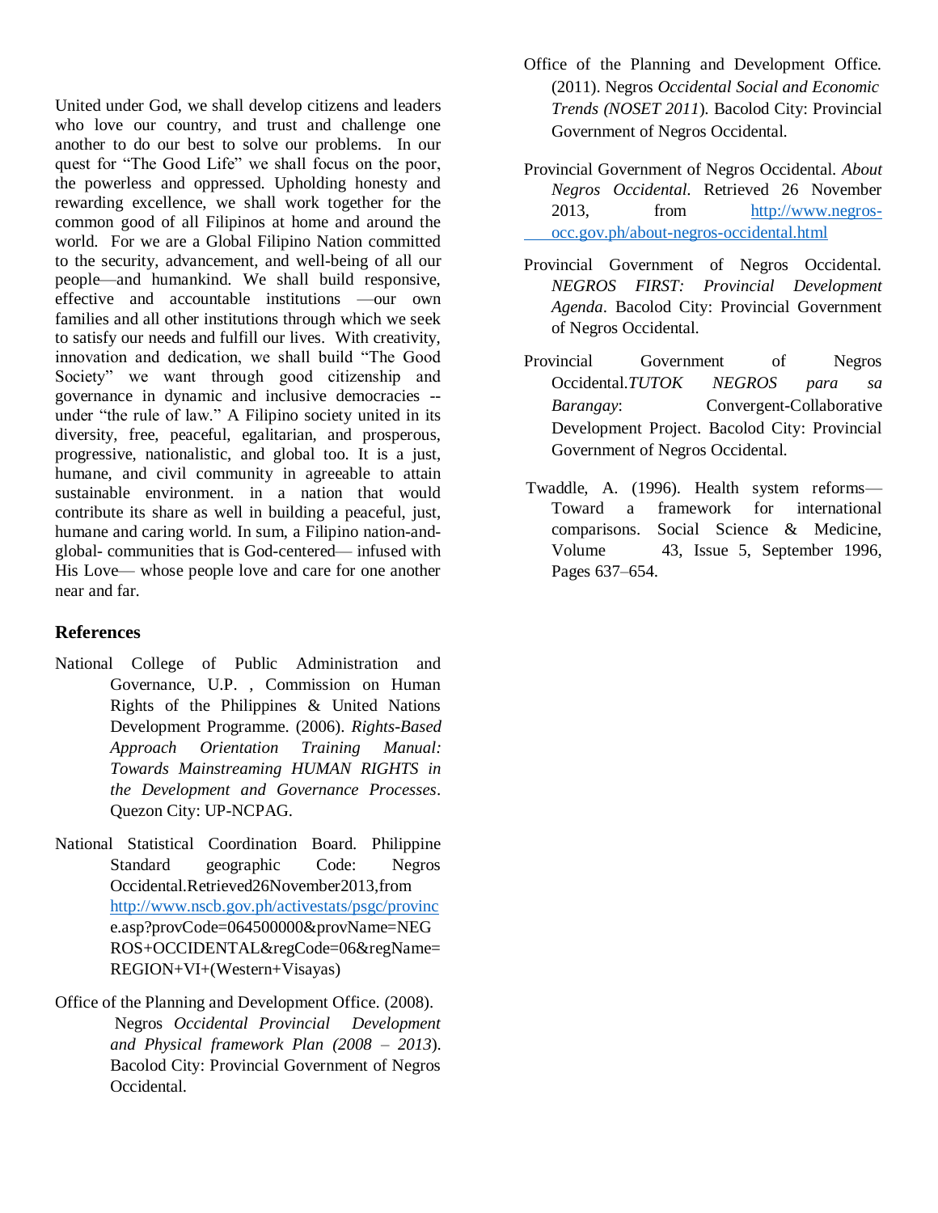United under God, we shall develop citizens and leaders who love our country, and trust and challenge one another to do our best to solve our problems. In our quest for "The Good Life" we shall focus on the poor, the powerless and oppressed. Upholding honesty and rewarding excellence, we shall work together for the common good of all Filipinos at home and around the world. For we are a Global Filipino Nation committed to the security, advancement, and well-being of all our people—and humankind. We shall build responsive, effective and accountable institutions —our own families and all other institutions through which we seek to satisfy our needs and fulfill our lives. With creativity, innovation and dedication, we shall build "The Good Society" we want through good citizenship and governance in dynamic and inclusive democracies -- under "the rule of law." A Filipino society united in its diversity, free, peaceful, egalitarian, and prosperous, progressive, nationalistic, and global too. It is a just, humane, and civil community in agreeable to attain sustainable environment. in a nation that would contribute its share as well in building a peaceful, just, humane and caring world. In sum, a Filipino nation-and-global- communities that is God-centered— infused with His Love— whose people love and care for one another near and far.

## References

National College of Public Administration and Governance, U.P. , Commission on Human Rights of the Philippines & United Nations Development Programme. (2006). *Rights-Based Approach Orientation Training Manual: Towards Mainstreaming HUMAN RIGHTS in the Development and Governance Processes*. Quezon City: UP-NCPAG.

National Statistical Coordination Board. Philippine Standard geographic Code: Negros Occidental.Retrieved26November2013,from http://www.nscb.gov.ph/activestats/psgc/province.asp?provCode=064500000&provName=NEGROS+OCCIDENTAL&regCode=06&regName=REGION+VI+(Western+Visayas)

Office of the Planning and Development Office. (2008). Negros *Occidental Provincial Development and Physical framework Plan (2008 – 2013*). Bacolod City: Provincial Government of Negros Occidental.

Office of the Planning and Development Office. (2011). Negros *Occidental Social and Economic Trends (NOSET 2011*). Bacolod City: Provincial Government of Negros Occidental.

Provincial Government of Negros Occidental. *About Negros Occidental*. Retrieved 26 November 2013, from http://www.negros-occ.gov.ph/about-negros-occidental.html

Provincial Government of Negros Occidental. *NEGROS FIRST: Provincial Development Agenda*. Bacolod City: Provincial Government of Negros Occidental.

Provincial Government of Negros Occidental.*TUTOK NEGROS para sa Barangay*: Convergent-Collaborative Development Project. Bacolod City: Provincial Government of Negros Occidental.

Twaddle, A. (1996). Health system reforms—Toward a framework for international comparisons. Social Science & Medicine, Volume 43, Issue 5, September 1996, Pages 637–654.